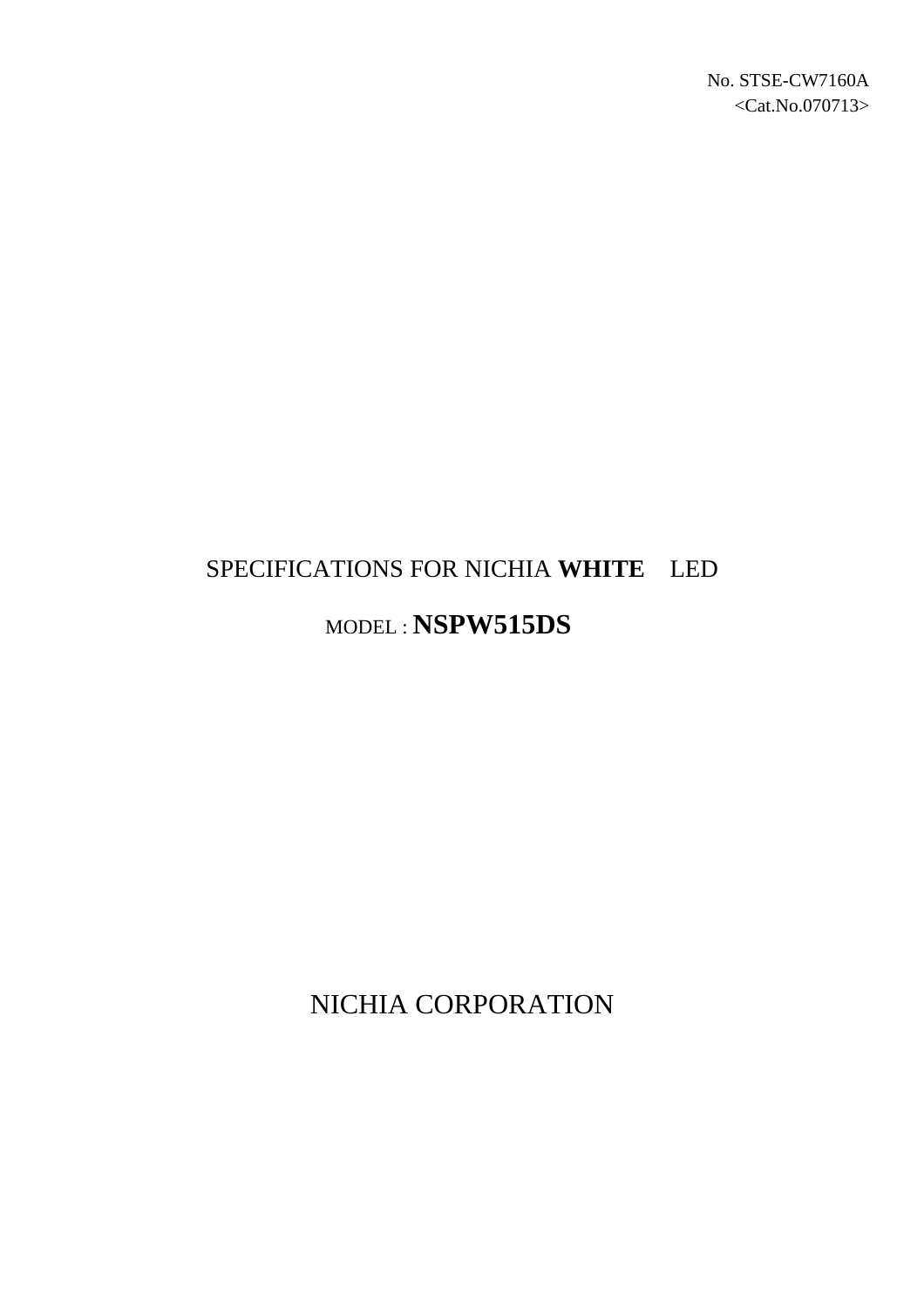No. STSE-CW7160A
<Cat.No.070713>

# SPECIFICATIONS FOR NICHIA **WHITE** LED

## MODEL : **NSPW515DS**

NICHIA CORPORATION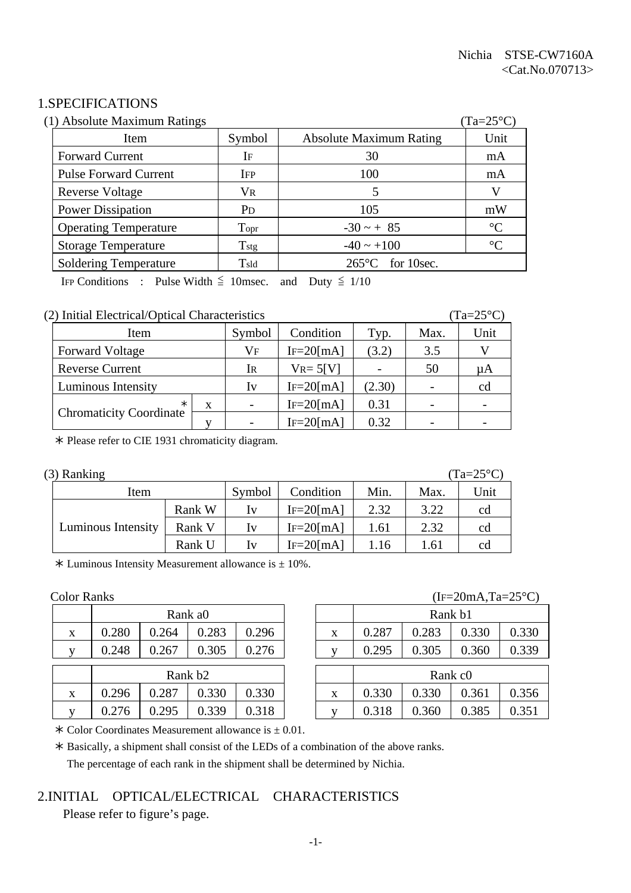Nichia STSE-CW7160A
<Cat.No.070713>

# 1.SPECIFICATIONS

(1) Absolute Maximum Ratings (Ta=25°C)

| Item | Symbol | Absolute Maximum Rating | Unit |
|---|---|---|---|
| Forward Current | $I_F$ | 30 | mA |
| Pulse Forward Current | $I_{FP}$ | 100 | mA |
| Reverse Voltage | $V_R$ | 5 | V |
| Power Dissipation | $P_D$ | 105 | mW |
| Operating Temperature | $T_{opr}$ | -30 ~ + 85 | °C |
| Storage Temperature | $T_{stg}$ | -40 ~ +100 | °C |
| Soldering Temperature | $T_{sld}$ | 265°C for 10sec. | |

$I_{FP}$ Conditions : Pulse Width ≦ 10msec. and Duty ≦ 1/10

(2) Initial Electrical/Optical Characteristics (Ta=25°C)

| Item | | Symbol | Condition | Typ. | Max. | Unit |
|---|---|---|---|---|---|---|
| Forward Voltage | | $V_F$ | $I_F$=20[mA] | (3.2) | 3.5 | V |
| Reverse Current | | $I_R$ | $V_R$= 5[V] | - | 50 | μA |
| Luminous Intensity | | Iv | $I_F$=20[mA] | (2.30) | - | cd |
| Chromaticity Coordinate ∗ | x | - | $I_F$=20[mA] | 0.31 | - | - |
| | y | - | $I_F$=20[mA] | 0.32 | - | - |

∗ Please refer to CIE 1931 chromaticity diagram.

(3) Ranking (Ta=25°C)

| Item | | Symbol | Condition | Min. | Max. | Unit |
|---|---|---|---|---|---|---|
| Luminous Intensity | Rank W | Iv | $I_F$=20[mA] | 2.32 | 3.22 | cd |
| | Rank V | Iv | $I_F$=20[mA] | 1.61 | 2.32 | cd |
| | Rank U | Iv | $I_F$=20[mA] | 1.16 | 1.61 | cd |

∗ Luminous Intensity Measurement allowance is ± 10%.

Color Ranks ($I_F$=20mA,Ta=25°C)

| | Rank a0 | | | |
|---|---|---|---|---|
| x | 0.280 | 0.264 | 0.283 | 0.296 |
| y | 0.248 | 0.267 | 0.305 | 0.276 |

| | Rank b1 | | | |
|---|---|---|---|---|
| x | 0.287 | 0.283 | 0.330 | 0.330 |
| y | 0.295 | 0.305 | 0.360 | 0.339 |

| | Rank b2 | | | |
|---|---|---|---|---|
| x | 0.296 | 0.287 | 0.330 | 0.330 |
| y | 0.276 | 0.295 | 0.339 | 0.318 |

| | Rank c0 | | | |
|---|---|---|---|---|
| x | 0.330 | 0.330 | 0.361 | 0.356 |
| y | 0.318 | 0.360 | 0.385 | 0.351 |

∗ Color Coordinates Measurement allowance is ± 0.01.

∗ Basically, a shipment shall consist of the LEDs of a combination of the above ranks.
The percentage of each rank in the shipment shall be determined by Nichia.

# 2.INITIAL OPTICAL/ELECTRICAL CHARACTERISTICS

Please refer to figure's page.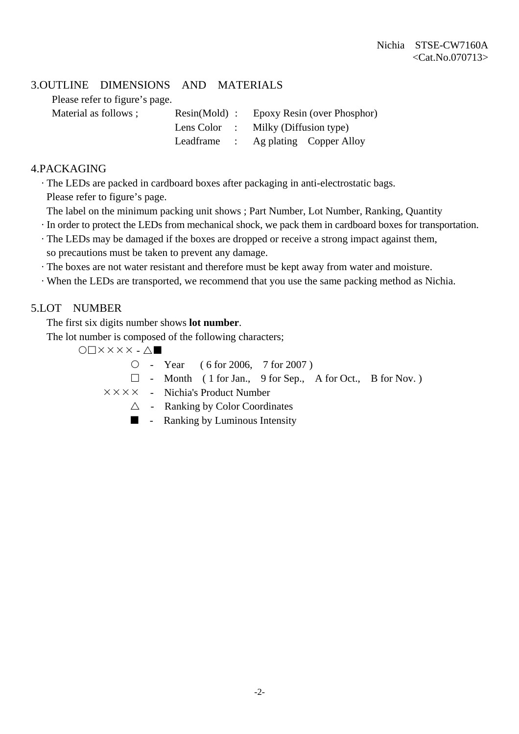## 3.OUTLINE DIMENSIONS AND MATERIALS

Please refer to figure's page.

Material as follows ;

| | | |
|---|---|---|
| Resin(Mold) | : | Epoxy Resin (over Phosphor) |
| Lens Color | : | Milky (Diffusion type) |
| Leadframe | : | Ag plating Copper Alloy |

## 4.PACKAGING

- The LEDs are packed in cardboard boxes after packaging in anti-electrostatic bags.
  Please refer to figure's page.
  The label on the minimum packing unit shows ; Part Number, Lot Number, Ranking, Quantity
- In order to protect the LEDs from mechanical shock, we pack them in cardboard boxes for transportation.
- The LEDs may be damaged if the boxes are dropped or receive a strong impact against them, so precautions must be taken to prevent any damage.
- The boxes are not water resistant and therefore must be kept away from water and moisture.
- When the LEDs are transported, we recommend that you use the same packing method as Nichia.

## 5.LOT NUMBER

The first six digits number shows **lot number**.

The lot number is composed of the following characters;

○□×××× - △■

- ○ - Year ( 6 for 2006, 7 for 2007 )
- □ - Month ( 1 for Jan., 9 for Sep., A for Oct., B for Nov. )
- ×××× - Nichia's Product Number
- △ - Ranking by Color Coordinates
- ■ - Ranking by Luminous Intensity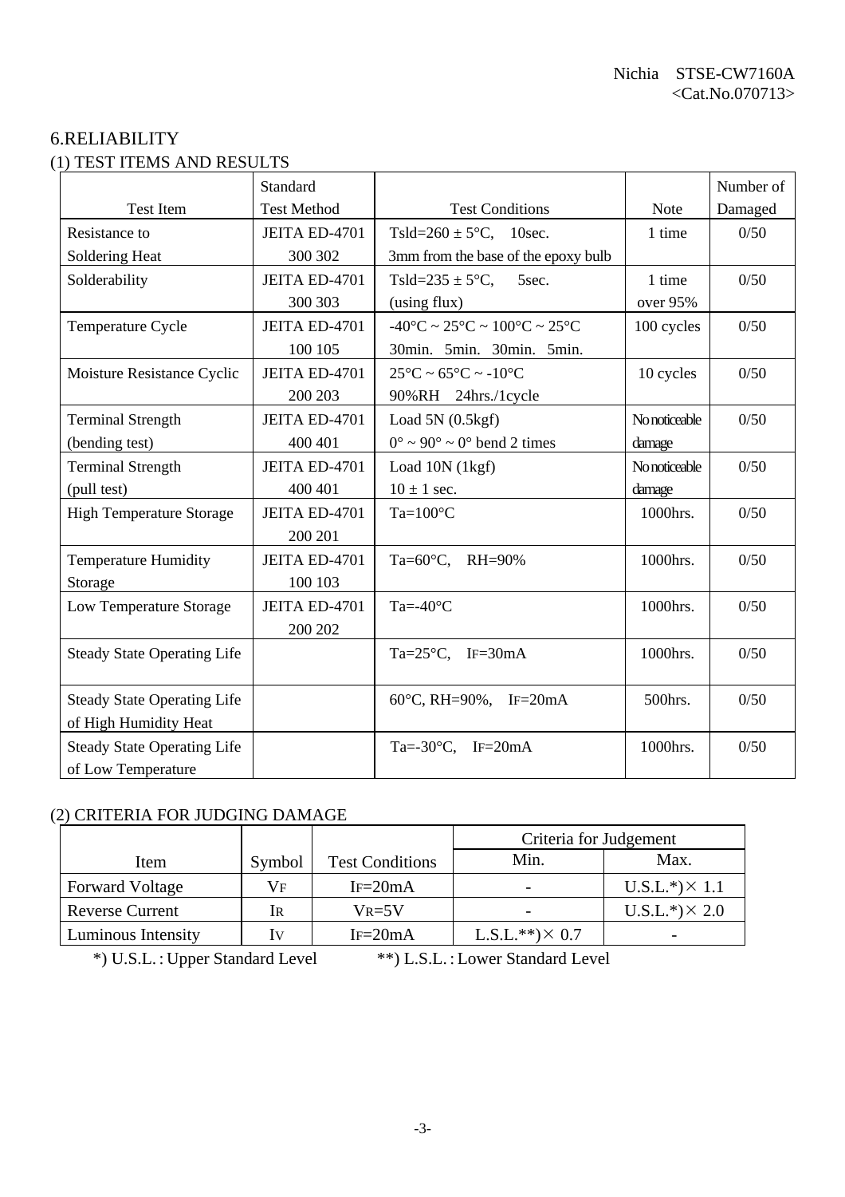## 6.RELIABILITY

### (1) TEST ITEMS AND RESULTS

| Test Item | Standard Test Method | Test Conditions | Note | Number of Damaged |
|---|---|---|---|---|
| Resistance to Soldering Heat | JEITA ED-4701 300 302 | Tsld=260 ± 5°C, 10sec. 3mm from the base of the epoxy bulb | 1 time | 0/50 |
| Solderability | JEITA ED-4701 300 303 | Tsld=235 ± 5°C, 5sec. (using flux) | 1 time over 95% | 0/50 |
| Temperature Cycle | JEITA ED-4701 100 105 | -40°C ~ 25°C ~ 100°C ~ 25°C 30min. 5min. 30min. 5min. | 100 cycles | 0/50 |
| Moisture Resistance Cyclic | JEITA ED-4701 200 203 | 25°C ~ 65°C ~ -10°C 90%RH 24hrs./1cycle | 10 cycles | 0/50 |
| Terminal Strength (bending test) | JEITA ED-4701 400 401 | Load 5N (0.5kgf) 0° ~ 90° ~ 0° bend 2 times | No noticeable damage | 0/50 |
| Terminal Strength (pull test) | JEITA ED-4701 400 401 | Load 10N (1kgf) 10 ± 1 sec. | No noticeable damage | 0/50 |
| High Temperature Storage | JEITA ED-4701 200 201 | Ta=100°C | 1000hrs. | 0/50 |
| Temperature Humidity Storage | JEITA ED-4701 100 103 | Ta=60°C, RH=90% | 1000hrs. | 0/50 |
| Low Temperature Storage | JEITA ED-4701 200 202 | Ta=-40°C | 1000hrs. | 0/50 |
| Steady State Operating Life | | Ta=25°C, $I_F$=30mA | 1000hrs. | 0/50 |
| Steady State Operating Life of High Humidity Heat | | 60°C, RH=90%, $I_F$=20mA | 500hrs. | 0/50 |
| Steady State Operating Life of Low Temperature | | Ta=-30°C, $I_F$=20mA | 1000hrs. | 0/50 |

### (2) CRITERIA FOR JUDGING DAMAGE

| Item | Symbol | Test Conditions | Criteria for Judgement | |
|---|---|---|---|---|
| | | | Min. | Max. |
| Forward Voltage | $V_F$ | $I_F$=20mA | - | U.S.L.*)× 1.1 |
| Reverse Current | $I_R$ | $V_R$=5V | - | U.S.L.*)× 2.0 |
| Luminous Intensity | $I_V$ | $I_F$=20mA | L.S.L.**)× 0.7 | - |

*) U.S.L. : Upper Standard Level **) L.S.L. : Lower Standard Level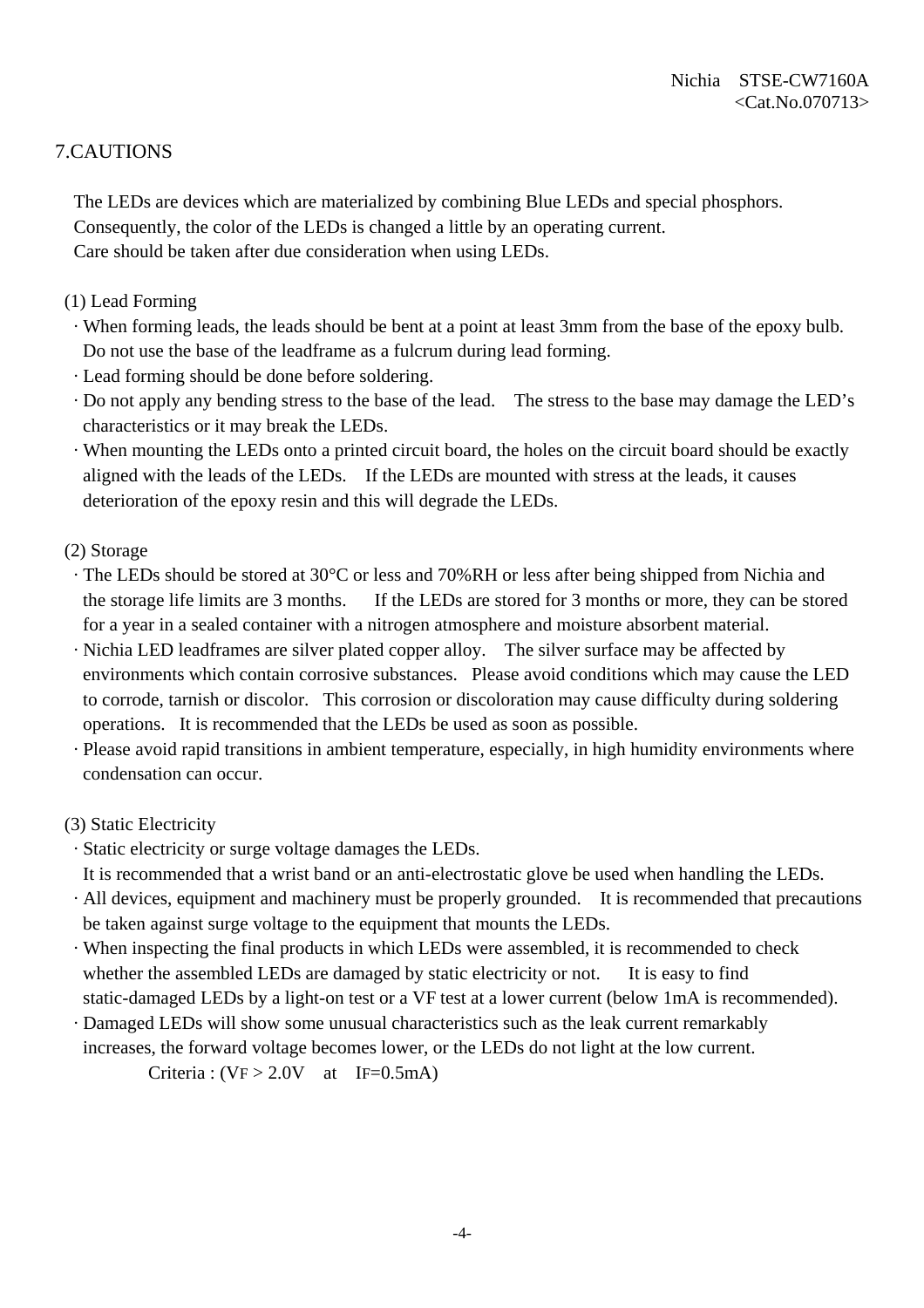## 7.CAUTIONS

The LEDs are devices which are materialized by combining Blue LEDs and special phosphors.
Consequently, the color of the LEDs is changed a little by an operating current.
Care should be taken after due consideration when using LEDs.

### (1) Lead Forming

- When forming leads, the leads should be bent at a point at least 3mm from the base of the epoxy bulb. Do not use the base of the leadframe as a fulcrum during lead forming.
- Lead forming should be done before soldering.
- Do not apply any bending stress to the base of the lead. The stress to the base may damage the LED's characteristics or it may break the LEDs.
- When mounting the LEDs onto a printed circuit board, the holes on the circuit board should be exactly aligned with the leads of the LEDs. If the LEDs are mounted with stress at the leads, it causes deterioration of the epoxy resin and this will degrade the LEDs.

### (2) Storage

- The LEDs should be stored at 30°C or less and 70%RH or less after being shipped from Nichia and the storage life limits are 3 months. If the LEDs are stored for 3 months or more, they can be stored for a year in a sealed container with a nitrogen atmosphere and moisture absorbent material.
- Nichia LED leadframes are silver plated copper alloy. The silver surface may be affected by environments which contain corrosive substances. Please avoid conditions which may cause the LED to corrode, tarnish or discolor. This corrosion or discoloration may cause difficulty during soldering operations. It is recommended that the LEDs be used as soon as possible.
- Please avoid rapid transitions in ambient temperature, especially, in high humidity environments where condensation can occur.

### (3) Static Electricity

- Static electricity or surge voltage damages the LEDs.
  It is recommended that a wrist band or an anti-electrostatic glove be used when handling the LEDs.
- All devices, equipment and machinery must be properly grounded. It is recommended that precautions be taken against surge voltage to the equipment that mounts the LEDs.
- When inspecting the final products in which LEDs were assembled, it is recommended to check whether the assembled LEDs are damaged by static electricity or not. It is easy to find static-damaged LEDs by a light-on test or a VF test at a lower current (below 1mA is recommended).
- Damaged LEDs will show some unusual characteristics such as the leak current remarkably increases, the forward voltage becomes lower, or the LEDs do not light at the low current.

  Criteria : ($V_F$ > 2.0V at $I_F$=0.5mA)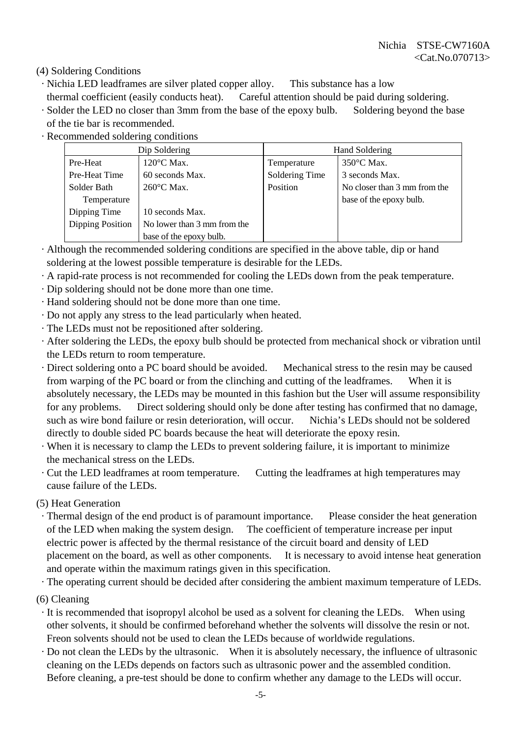(4) Soldering Conditions

- Nichia LED leadframes are silver plated copper alloy. This substance has a low thermal coefficient (easily conducts heat). Careful attention should be paid during soldering.
- Solder the LED no closer than 3mm from the base of the epoxy bulb. Soldering beyond the base of the tie bar is recommended.
- Recommended soldering conditions

| Dip Soldering | | Hand Soldering | |
|---|---|---|---|
| Pre-Heat | 120°C Max. | Temperature | 350°C Max. |
| Pre-Heat Time | 60 seconds Max. | Soldering Time | 3 seconds Max. |
| Solder Bath Temperature | 260°C Max. | Position | No closer than 3 mm from the base of the epoxy bulb. |
| Dipping Time | 10 seconds Max. | | |
| Dipping Position | No lower than 3 mm from the base of the epoxy bulb. | | |

- Although the recommended soldering conditions are specified in the above table, dip or hand soldering at the lowest possible temperature is desirable for the LEDs.
- A rapid-rate process is not recommended for cooling the LEDs down from the peak temperature.
- Dip soldering should not be done more than one time.
- Hand soldering should not be done more than one time.
- Do not apply any stress to the lead particularly when heated.
- The LEDs must not be repositioned after soldering.
- After soldering the LEDs, the epoxy bulb should be protected from mechanical shock or vibration until the LEDs return to room temperature.
- Direct soldering onto a PC board should be avoided. Mechanical stress to the resin may be caused from warping of the PC board or from the clinching and cutting of the leadframes. When it is absolutely necessary, the LEDs may be mounted in this fashion but the User will assume responsibility for any problems. Direct soldering should only be done after testing has confirmed that no damage, such as wire bond failure or resin deterioration, will occur. Nichia's LEDs should not be soldered directly to double sided PC boards because the heat will deteriorate the epoxy resin.
- When it is necessary to clamp the LEDs to prevent soldering failure, it is important to minimize the mechanical stress on the LEDs.
- Cut the LED leadframes at room temperature. Cutting the leadframes at high temperatures may cause failure of the LEDs.

(5) Heat Generation

- Thermal design of the end product is of paramount importance. Please consider the heat generation of the LED when making the system design. The coefficient of temperature increase per input electric power is affected by the thermal resistance of the circuit board and density of LED placement on the board, as well as other components. It is necessary to avoid intense heat generation and operate within the maximum ratings given in this specification.
- The operating current should be decided after considering the ambient maximum temperature of LEDs.

(6) Cleaning

- It is recommended that isopropyl alcohol be used as a solvent for cleaning the LEDs. When using other solvents, it should be confirmed beforehand whether the solvents will dissolve the resin or not. Freon solvents should not be used to clean the LEDs because of worldwide regulations.
- Do not clean the LEDs by the ultrasonic. When it is absolutely necessary, the influence of ultrasonic cleaning on the LEDs depends on factors such as ultrasonic power and the assembled condition. Before cleaning, a pre-test should be done to confirm whether any damage to the LEDs will occur.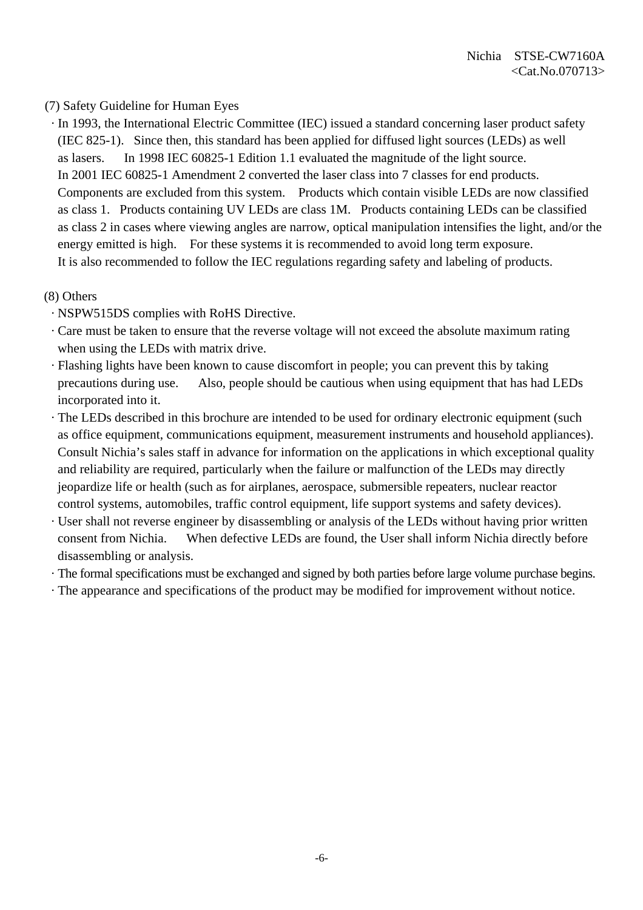(7) Safety Guideline for Human Eyes

- In 1993, the International Electric Committee (IEC) issued a standard concerning laser product safety (IEC 825-1). Since then, this standard has been applied for diffused light sources (LEDs) as well as lasers. In 1998 IEC 60825-1 Edition 1.1 evaluated the magnitude of the light source. In 2001 IEC 60825-1 Amendment 2 converted the laser class into 7 classes for end products. Components are excluded from this system. Products which contain visible LEDs are now classified as class 1. Products containing UV LEDs are class 1M. Products containing LEDs can be classified as class 2 in cases where viewing angles are narrow, optical manipulation intensifies the light, and/or the energy emitted is high. For these systems it is recommended to avoid long term exposure. It is also recommended to follow the IEC regulations regarding safety and labeling of products.

(8) Others

- NSPW515DS complies with RoHS Directive.
- Care must be taken to ensure that the reverse voltage will not exceed the absolute maximum rating when using the LEDs with matrix drive.
- Flashing lights have been known to cause discomfort in people; you can prevent this by taking precautions during use. Also, people should be cautious when using equipment that has had LEDs incorporated into it.
- The LEDs described in this brochure are intended to be used for ordinary electronic equipment (such as office equipment, communications equipment, measurement instruments and household appliances). Consult Nichia's sales staff in advance for information on the applications in which exceptional quality and reliability are required, particularly when the failure or malfunction of the LEDs may directly jeopardize life or health (such as for airplanes, aerospace, submersible repeaters, nuclear reactor control systems, automobiles, traffic control equipment, life support systems and safety devices).
- User shall not reverse engineer by disassembling or analysis of the LEDs without having prior written consent from Nichia. When defective LEDs are found, the User shall inform Nichia directly before disassembling or analysis.
- The formal specifications must be exchanged and signed by both parties before large volume purchase begins.
- The appearance and specifications of the product may be modified for improvement without notice.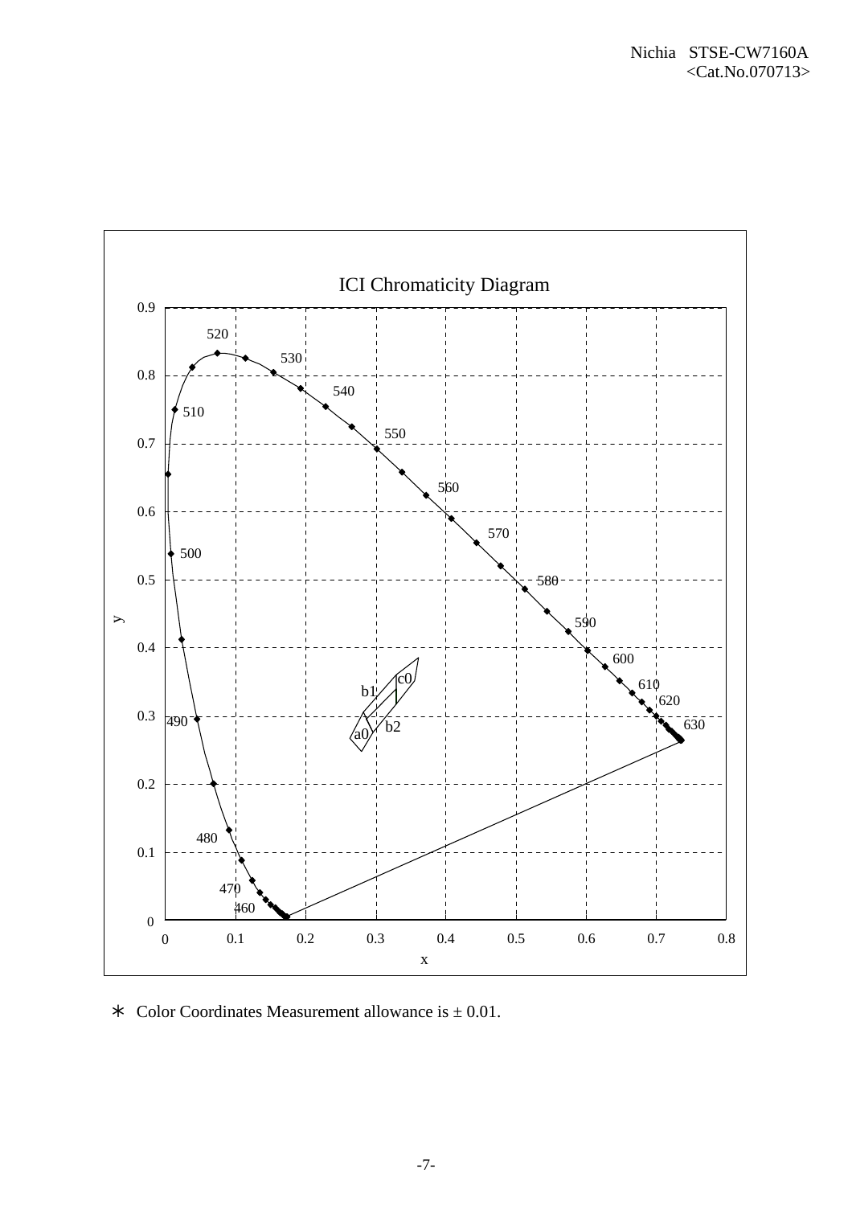ICI Chromaticity Diagram

∗ Color Coordinates Measurement allowance is ± 0.01.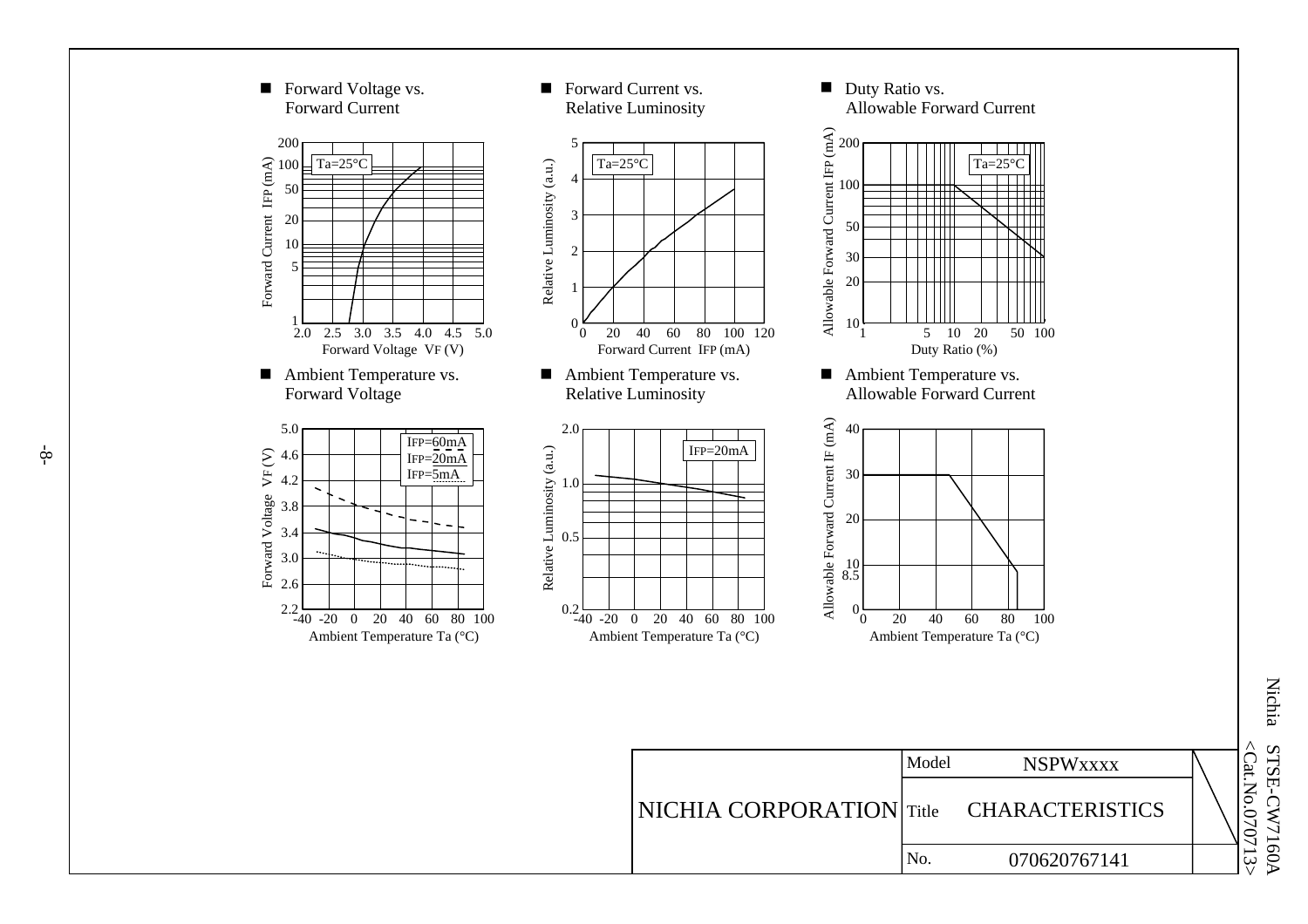■ Forward Voltage vs. Forward Current

Ta=25°C

Forward Current IFP (mA): 1, 5, 10, 20, 50, 100, 200

Forward Voltage VF (V): 2.0, 2.5, 3.0, 3.5, 4.0, 4.5, 5.0

■ Forward Current vs. Relative Luminosity

Ta=25°C

Relative Luminosity (a.u.): 0, 1, 2, 3, 4, 5

Forward Current IFP (mA): 0, 20, 40, 60, 80, 100, 120

■ Duty Ratio vs. Allowable Forward Current

Ta=25°C

Allowable Forward Current IFP (mA): 10, 20, 30, 50, 100, 200

Duty Ratio (%): 1, 5, 10, 20, 50, 100

■ Ambient Temperature vs. Forward Voltage

IFP=60mA
IFP=20mA
IFP=5mA

Forward Voltage VF (V): 2.2, 2.6, 3.0, 3.4, 3.8, 4.2, 4.6, 5.0

Ambient Temperature Ta (°C): -40, -20, 0, 20, 40, 60, 80, 100

■ Ambient Temperature vs. Relative Luminosity

IFP=20mA

Relative Luminosity (a.u.): 0.2, 0.5, 1.0, 2.0

Ambient Temperature Ta (°C): -40, -20, 0, 20, 40, 60, 80, 100

■ Ambient Temperature vs. Allowable Forward Current

Allowable Forward Current IF (mA): 0, 8.5, 10, 20, 30, 40

Ambient Temperature Ta (°C): 0, 20, 40, 60, 80, 100

| NICHIA CORPORATION | Model | NSPWxxxx |
|---|---|---|
| | Title | CHARACTERISTICS |
| | No. | 070620767141 |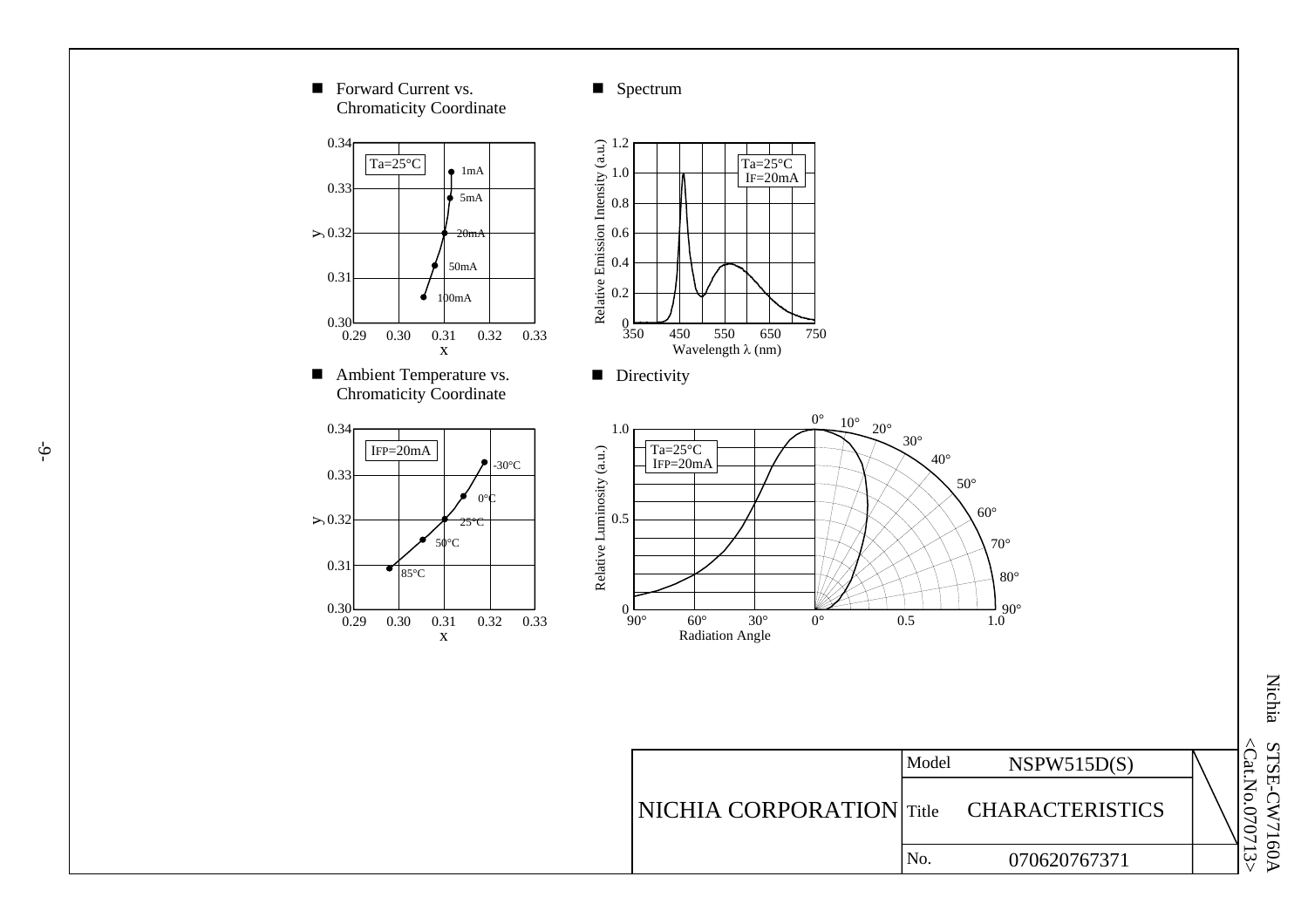- **Forward Current vs. Chromaticity Coordinate**

Ta=25°C

| Forward Current | x | y |
| --- | --- | --- |
| 1mA | | |
| 5mA | | |
| 20mA | | |
| 50mA | | |
| 100mA | | |

- **Spectrum**

Ta=25°C
IF=20mA

Relative Emission Intensity (a.u.) vs. Wavelength λ (nm)

- **Ambient Temperature vs. Chromaticity Coordinate**

IFP=20mA

| Ambient Temperature | x | y |
| --- | --- | --- |
| -30°C | | |
| 0°C | | |
| 25°C | | |
| 50°C | | |
| 85°C | | |

- **Directivity**

Ta=25°C
IFP=20mA

Relative Luminosity (a.u.) vs. Radiation Angle

| NICHIA CORPORATION | | |
| --- | --- | --- |
| | Model | NSPW515D(S) |
| | Title | CHARACTERISTICS |
| | No. | 070620767371 |

Nichia STSE-CW7160A <Cat.No.070713>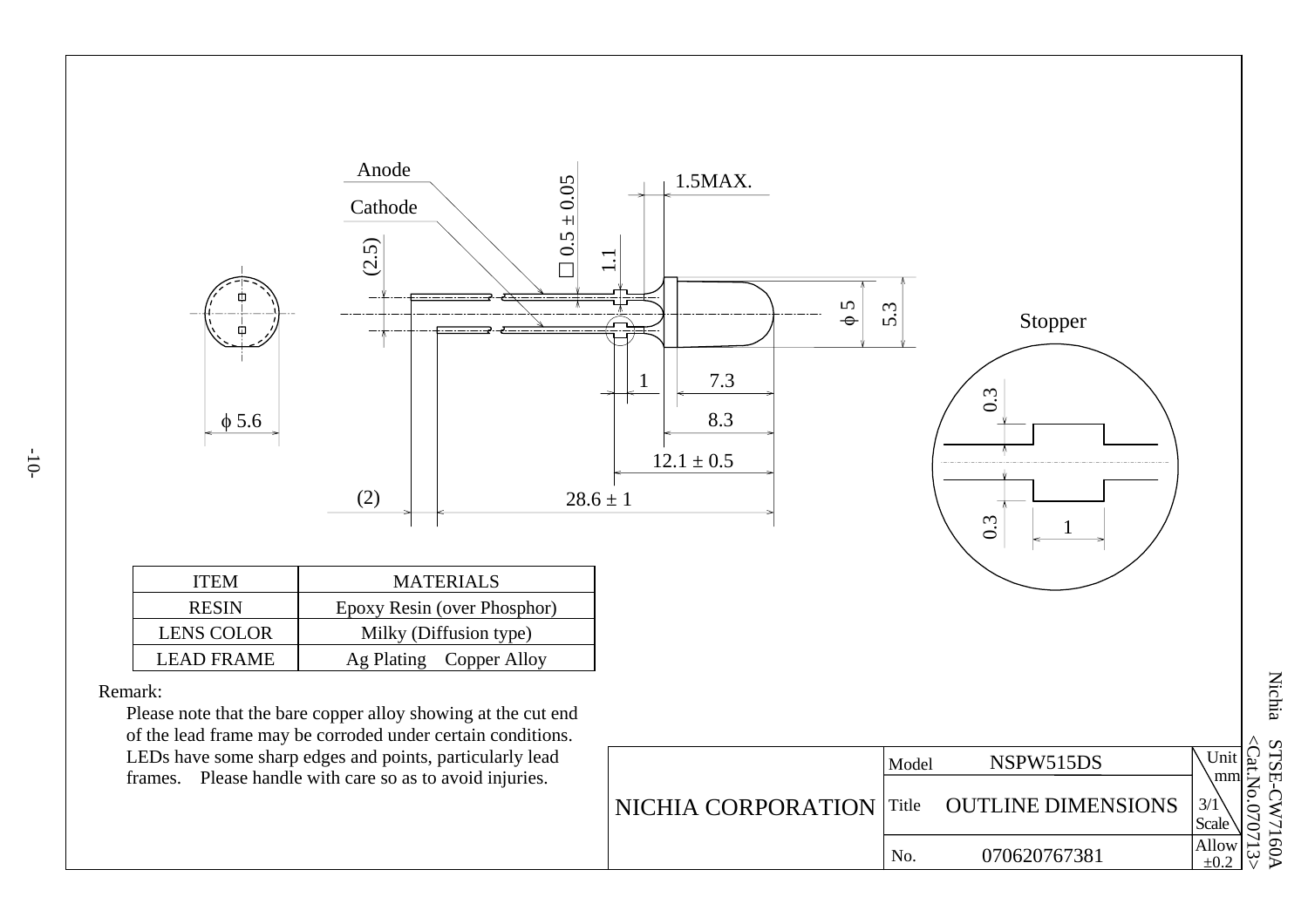Anode

Cathode

□0.5 ± 0.05

1.5MAX.

(2.5)

1.1

ϕ 5

5.3

ϕ 5.6

1

7.3

8.3

12.1 ± 0.5

(2)

28.6 ± 1

Stopper

0.3

0.3

1

| ITEM | MATERIALS |
|---|---|
| RESIN | Epoxy Resin (over Phosphor) |
| LENS COLOR | Milky (Diffusion type) |
| LEAD FRAME | Ag Plating Copper Alloy |

Remark:

Please note that the bare copper alloy showing at the cut end of the lead frame may be corroded under certain conditions.
LEDs have some sharp edges and points, particularly lead frames. Please handle with care so as to avoid injuries.

| NICHIA CORPORATION | Model | NSPW515DS | Unit mm |
|---|---|---|---|
| | Title | OUTLINE DIMENSIONS | 3/1 Scale |
| | No. | 070620767381 | Allow ±0.2 |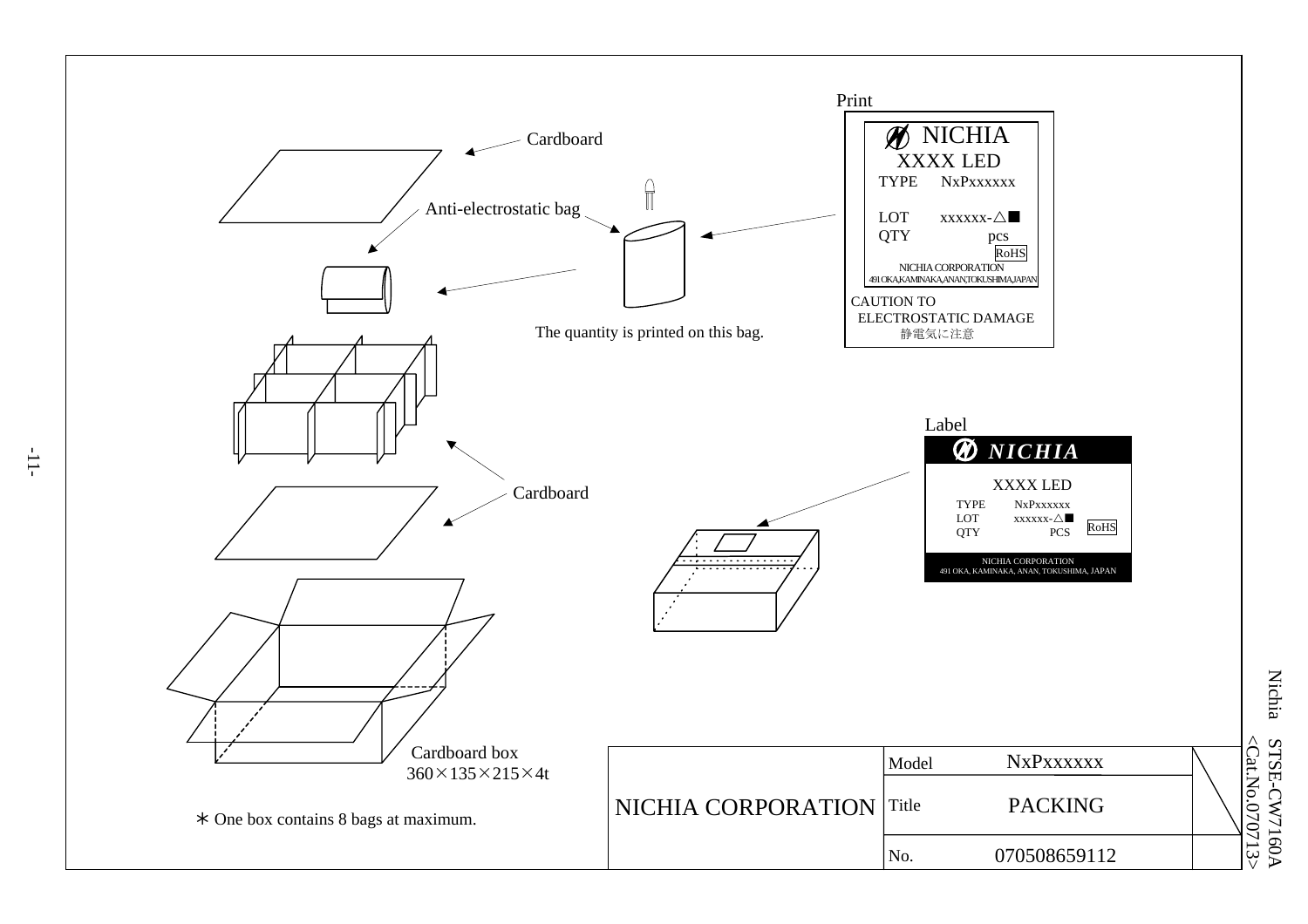Print

NICHIA
XXXX LED
TYPE NxPxxxxxx

LOT xxxxxx-△■
QTY pcs
RoHS
NICHIA CORPORATION
491 OKA,KAMINAKA,ANAN,TOKUSHIMA,JAPAN

CAUTION TO
ELECTROSTATIC DAMAGE
静電気に注意

Cardboard

Anti-electrostatic bag

The quantity is printed on this bag.

Cardboard

Label

NICHIA
XXXX LED
TYPE NxPxxxxxx
LOT xxxxxx-△■
QTY PCS
RoHS
NICHIA CORPORATION
491 OKA, KAMINAKA, ANAN, TOKUSHIMA, JAPAN

Cardboard box
360×135×215×4t

∗ One box contains 8 bags at maximum.

| NICHIA CORPORATION | Model | NxPxxxxxx |
|---|---|---|
| | Title | PACKING |
| | No. | 070508659112 |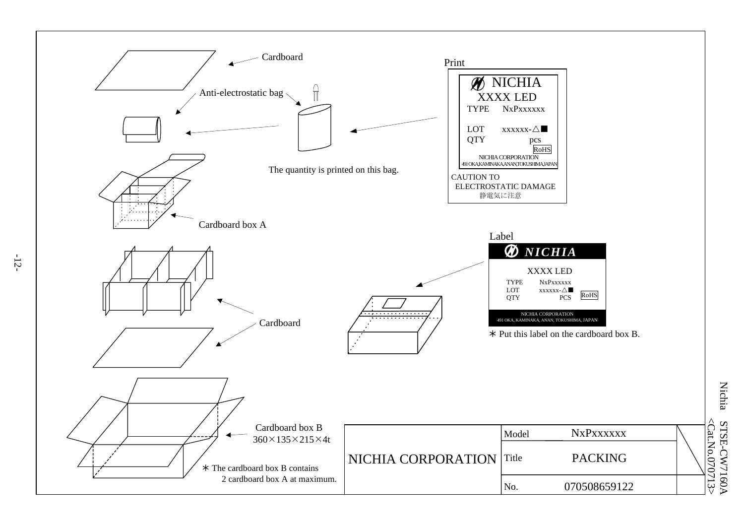Cardboard

Anti-electrostatic bag

The quantity is printed on this bag.

Print

NICHIA
XXXX LED
TYPE NxPxxxxxx

LOT xxxxxx-△■
QTY pcs
RoHS
NICHIA CORPORATION
491 OKA,KAMINAKA,ANAN,TOKUSHIMA,JAPAN

CAUTION TO
ELECTROSTATIC DAMAGE
静電気に注意

Cardboard box A

Label

*NICHIA*

XXXX LED
TYPE NxPxxxxxx
LOT xxxxxx-△■
QTY PCS
RoHS
NICHIA CORPORATION
491 OKA, KAMINAKA, ANAN, TOKUSHIMA, JAPAN

∗ Put this label on the cardboard box B.

Cardboard

Cardboard box B
360×135×215×4t

∗ The cardboard box B contains
2 cardboard box A at maximum.

| NICHIA CORPORATION | Model | NxPxxxxxx |
|---|---|---|
| | Title | PACKING |
| | No. | 070508659122 |

Nichia STSE-CW7160A
<Cat.No.070713>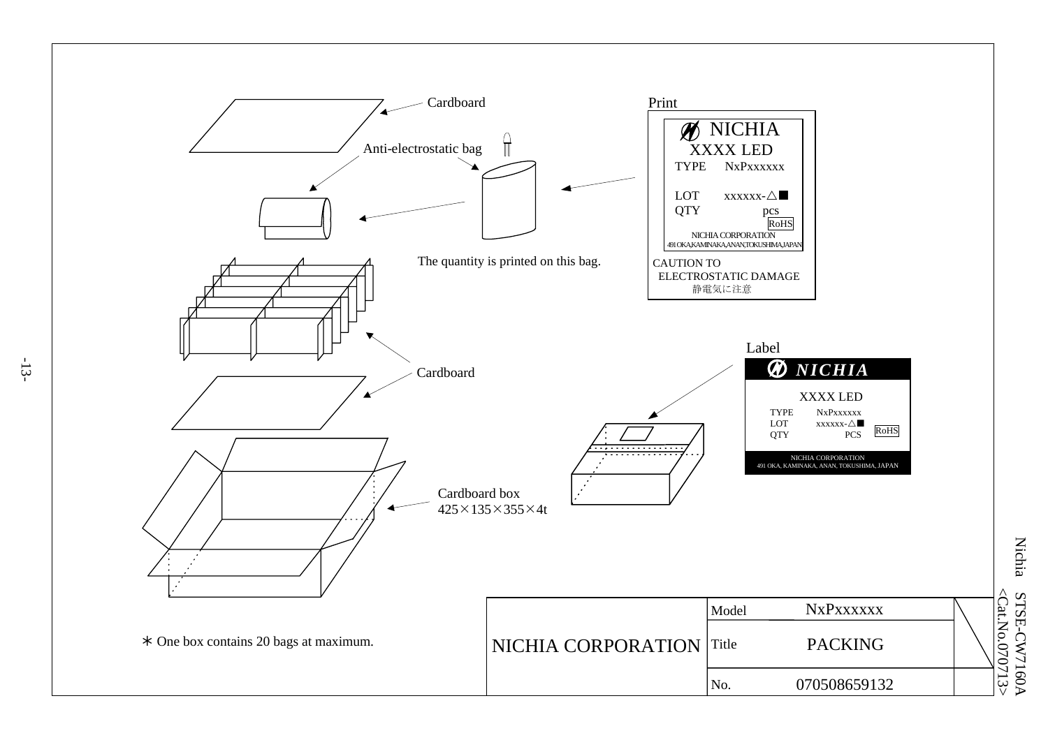Cardboard

Anti-electrostatic bag

The quantity is printed on this bag.

Print

NICHIA
XXXX LED
TYPE NxPxxxxxx

LOT xxxxxx-△■
QTY pcs
RoHS
NICHIA CORPORATION
491 OKA,KAMINAKA,ANAN,TOKUSHIMA,JAPAN

CAUTION TO
ELECTROSTATIC DAMAGE
静電気に注意

Cardboard

Label

NICHIA
XXXX LED
TYPE NxPxxxxxx
LOT xxxxxx-△■
QTY PCS
RoHS
NICHIA CORPORATION
491 OKA, KAMINAKA, ANAN, TOKUSHIMA, JAPAN

Cardboard box
425×135×355×4t

∗ One box contains 20 bags at maximum.

| NICHIA CORPORATION | Model | NxPxxxxxx |
|---|---|---|
| | Title | PACKING |
| | No. | 070508659132 |

Nichia STSE-CW7160A
<Cat.No.070713>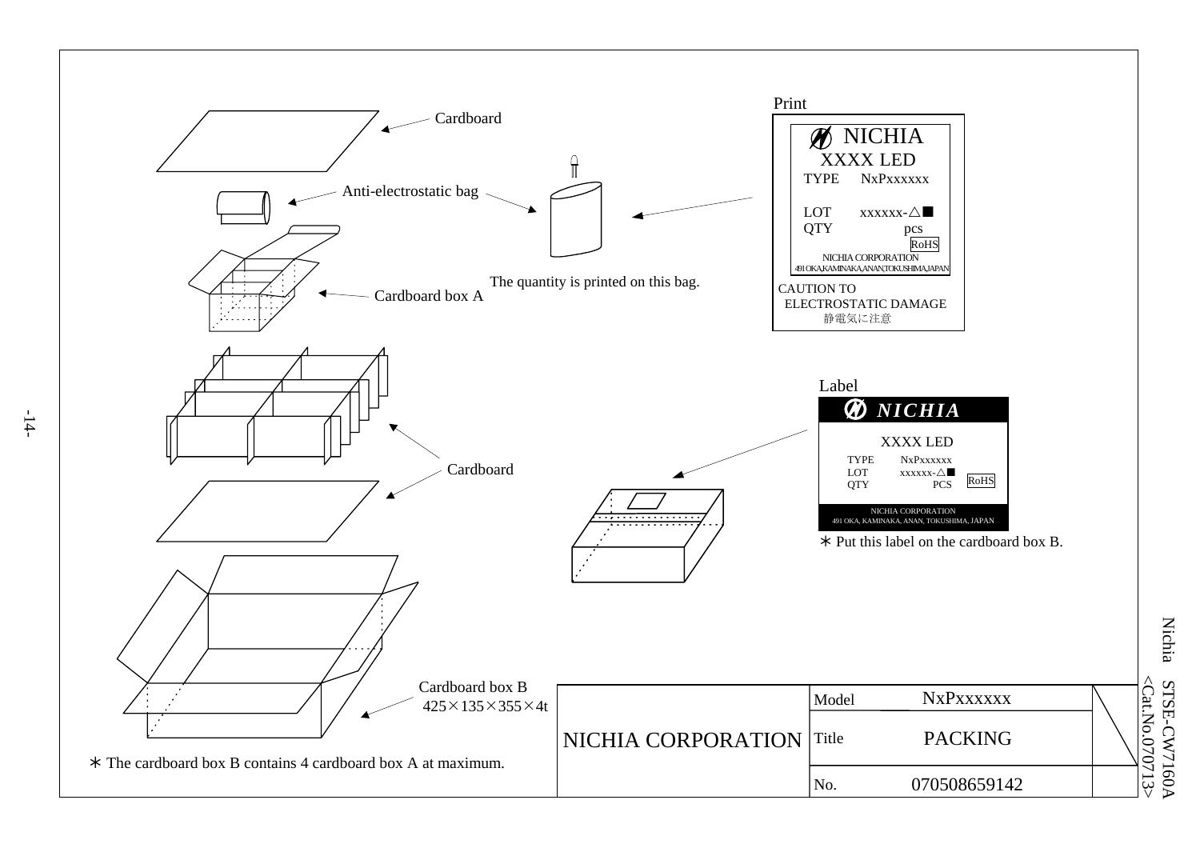Cardboard

Anti-electrostatic bag

Cardboard box A

The quantity is printed on this bag.

Print

NICHIA
XXXX LED
TYPE NxPxxxxxx
LOT xxxxxx-△■
QTY pcs
RoHS
NICHIA CORPORATION
491 OKA,KAMINAKA,ANAN,TOKUSHIMA,JAPAN

CAUTION TO
ELECTROSTATIC DAMAGE
静電気に注意

Label

NICHIA
XXXX LED
TYPE NxPxxxxxx
LOT xxxxxx-△■
QTY PCS
RoHS
NICHIA CORPORATION
491 OKA, KAMINAKA, ANAN, TOKUSHIMA, JAPAN

∗ Put this label on the cardboard box B.

Cardboard

Cardboard box B
425×135×355×4t

∗ The cardboard box B contains 4 cardboard box A at maximum.

| | | |
|---|---|---|
| NICHIA CORPORATION | Model | NxPxxxxxx |
| | Title | PACKING |
| | No. | 070508659142 |

Nichia STSE-CW7160A
<Cat.No.070713>